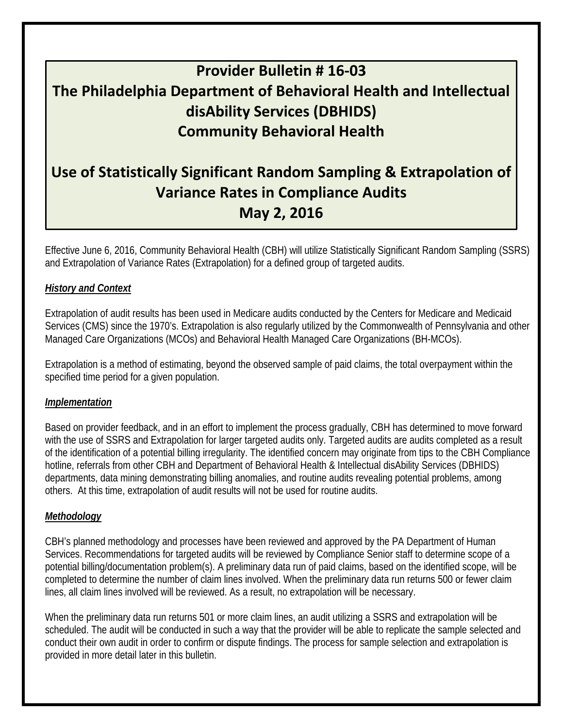# Provider Bulletin # 16-03
# The Philadelphia Department of Behavioral Health and Intellectual disAbility Services (DBHIDS)
# Community Behavioral Health

# Use of Statistically Significant Random Sampling & Extrapolation of Variance Rates in Compliance Audits
# May 2, 2016

Effective June 6, 2016, Community Behavioral Health (CBH) will utilize Statistically Significant Random Sampling (SSRS) and Extrapolation of Variance Rates (Extrapolation) for a defined group of targeted audits.

***History and Context***

Extrapolation of audit results has been used in Medicare audits conducted by the Centers for Medicare and Medicaid Services (CMS) since the 1970's. Extrapolation is also regularly utilized by the Commonwealth of Pennsylvania and other Managed Care Organizations (MCOs) and Behavioral Health Managed Care Organizations (BH-MCOs).

Extrapolation is a method of estimating, beyond the observed sample of paid claims, the total overpayment within the specified time period for a given population.

***Implementation***

Based on provider feedback, and in an effort to implement the process gradually, CBH has determined to move forward with the use of SSRS and Extrapolation for larger targeted audits only. Targeted audits are audits completed as a result of the identification of a potential billing irregularity. The identified concern may originate from tips to the CBH Compliance hotline, referrals from other CBH and Department of Behavioral Health & Intellectual disAbility Services (DBHIDS) departments, data mining demonstrating billing anomalies, and routine audits revealing potential problems, among others. At this time, extrapolation of audit results will not be used for routine audits.

***Methodology***

CBH's planned methodology and processes have been reviewed and approved by the PA Department of Human Services. Recommendations for targeted audits will be reviewed by Compliance Senior staff to determine scope of a potential billing/documentation problem(s). A preliminary data run of paid claims, based on the identified scope, will be completed to determine the number of claim lines involved. When the preliminary data run returns 500 or fewer claim lines, all claim lines involved will be reviewed. As a result, no extrapolation will be necessary.

When the preliminary data run returns 501 or more claim lines, an audit utilizing a SSRS and extrapolation will be scheduled. The audit will be conducted in such a way that the provider will be able to replicate the sample selected and conduct their own audit in order to confirm or dispute findings. The process for sample selection and extrapolation is provided in more detail later in this bulletin.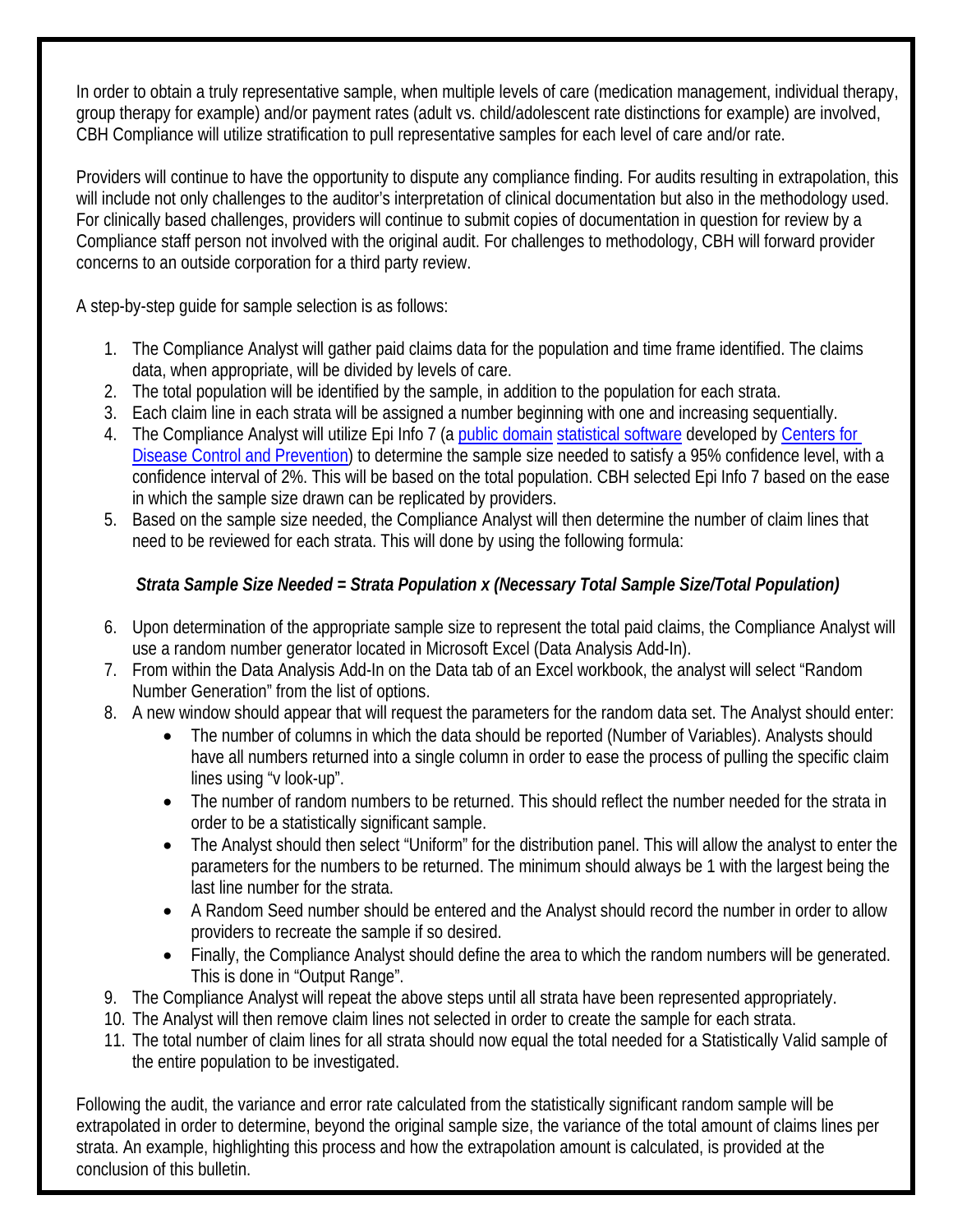In order to obtain a truly representative sample, when multiple levels of care (medication management, individual therapy, group therapy for example) and/or payment rates (adult vs. child/adolescent rate distinctions for example) are involved, CBH Compliance will utilize stratification to pull representative samples for each level of care and/or rate.

Providers will continue to have the opportunity to dispute any compliance finding. For audits resulting in extrapolation, this will include not only challenges to the auditor's interpretation of clinical documentation but also in the methodology used. For clinically based challenges, providers will continue to submit copies of documentation in question for review by a Compliance staff person not involved with the original audit. For challenges to methodology, CBH will forward provider concerns to an outside corporation for a third party review.

A step-by-step guide for sample selection is as follows:

1. The Compliance Analyst will gather paid claims data for the population and time frame identified. The claims data, when appropriate, will be divided by levels of care.
2. The total population will be identified by the sample, in addition to the population for each strata.
3. Each claim line in each strata will be assigned a number beginning with one and increasing sequentially.
4. The Compliance Analyst will utilize Epi Info 7 (a public domain statistical software developed by Centers for Disease Control and Prevention) to determine the sample size needed to satisfy a 95% confidence level, with a confidence interval of 2%. This will be based on the total population. CBH selected Epi Info 7 based on the ease in which the sample size drawn can be replicated by providers.
5. Based on the sample size needed, the Compliance Analyst will then determine the number of claim lines that need to be reviewed for each strata. This will done by using the following formula:

   ***Strata Sample Size Needed = Strata Population x (Necessary Total Sample Size/Total Population)***

6. Upon determination of the appropriate sample size to represent the total paid claims, the Compliance Analyst will use a random number generator located in Microsoft Excel (Data Analysis Add-In).
7. From within the Data Analysis Add-In on the Data tab of an Excel workbook, the analyst will select "Random Number Generation" from the list of options.
8. A new window should appear that will request the parameters for the random data set. The Analyst should enter:
   - The number of columns in which the data should be reported (Number of Variables). Analysts should have all numbers returned into a single column in order to ease the process of pulling the specific claim lines using "v look-up".
   - The number of random numbers to be returned. This should reflect the number needed for the strata in order to be a statistically significant sample.
   - The Analyst should then select "Uniform" for the distribution panel. This will allow the analyst to enter the parameters for the numbers to be returned. The minimum should always be 1 with the largest being the last line number for the strata.
   - A Random Seed number should be entered and the Analyst should record the number in order to allow providers to recreate the sample if so desired.
   - Finally, the Compliance Analyst should define the area to which the random numbers will be generated. This is done in "Output Range".
9. The Compliance Analyst will repeat the above steps until all strata have been represented appropriately.
10. The Analyst will then remove claim lines not selected in order to create the sample for each strata.
11. The total number of claim lines for all strata should now equal the total needed for a Statistically Valid sample of the entire population to be investigated.

Following the audit, the variance and error rate calculated from the statistically significant random sample will be extrapolated in order to determine, beyond the original sample size, the variance of the total amount of claims lines per strata. An example, highlighting this process and how the extrapolation amount is calculated, is provided at the conclusion of this bulletin.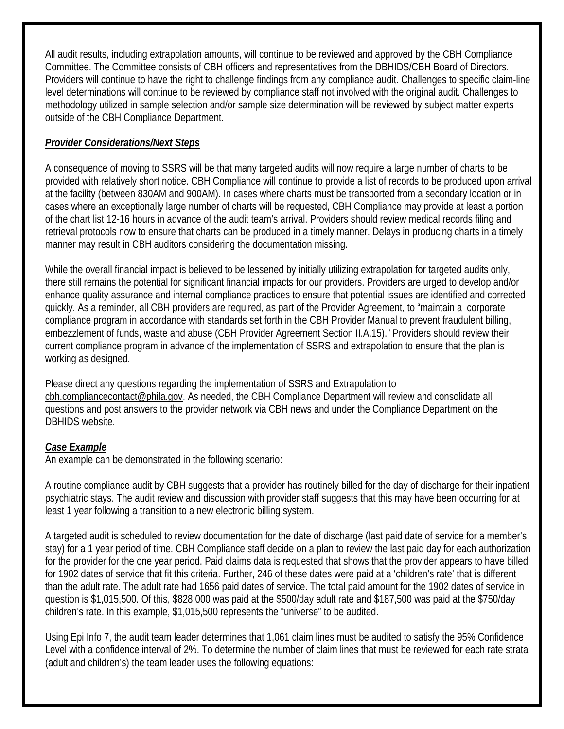All audit results, including extrapolation amounts, will continue to be reviewed and approved by the CBH Compliance Committee. The Committee consists of CBH officers and representatives from the DBHIDS/CBH Board of Directors. Providers will continue to have the right to challenge findings from any compliance audit. Challenges to specific claim-line level determinations will continue to be reviewed by compliance staff not involved with the original audit. Challenges to methodology utilized in sample selection and/or sample size determination will be reviewed by subject matter experts outside of the CBH Compliance Department.

***Provider Considerations/Next Steps***

A consequence of moving to SSRS will be that many targeted audits will now require a large number of charts to be provided with relatively short notice. CBH Compliance will continue to provide a list of records to be produced upon arrival at the facility (between 830AM and 900AM). In cases where charts must be transported from a secondary location or in cases where an exceptionally large number of charts will be requested, CBH Compliance may provide at least a portion of the chart list 12-16 hours in advance of the audit team's arrival. Providers should review medical records filing and retrieval protocols now to ensure that charts can be produced in a timely manner. Delays in producing charts in a timely manner may result in CBH auditors considering the documentation missing.

While the overall financial impact is believed to be lessened by initially utilizing extrapolation for targeted audits only, there still remains the potential for significant financial impacts for our providers. Providers are urged to develop and/or enhance quality assurance and internal compliance practices to ensure that potential issues are identified and corrected quickly. As a reminder, all CBH providers are required, as part of the Provider Agreement, to "maintain a corporate compliance program in accordance with standards set forth in the CBH Provider Manual to prevent fraudulent billing, embezzlement of funds, waste and abuse (CBH Provider Agreement Section II.A.15)." Providers should review their current compliance program in advance of the implementation of SSRS and extrapolation to ensure that the plan is working as designed.

Please direct any questions regarding the implementation of SSRS and Extrapolation to cbh.compliancecontact@phila.gov. As needed, the CBH Compliance Department will review and consolidate all questions and post answers to the provider network via CBH news and under the Compliance Department on the DBHIDS website.

***Case Example***

An example can be demonstrated in the following scenario:

A routine compliance audit by CBH suggests that a provider has routinely billed for the day of discharge for their inpatient psychiatric stays. The audit review and discussion with provider staff suggests that this may have been occurring for at least 1 year following a transition to a new electronic billing system.

A targeted audit is scheduled to review documentation for the date of discharge (last paid date of service for a member's stay) for a 1 year period of time. CBH Compliance staff decide on a plan to review the last paid day for each authorization for the provider for the one year period. Paid claims data is requested that shows that the provider appears to have billed for 1902 dates of service that fit this criteria. Further, 246 of these dates were paid at a 'children's rate' that is different than the adult rate. The adult rate had 1656 paid dates of service. The total paid amount for the 1902 dates of service in question is $1,015,500. Of this, $828,000 was paid at the $500/day adult rate and $187,500 was paid at the $750/day children's rate. In this example, $1,015,500 represents the "universe" to be audited.

Using Epi Info 7, the audit team leader determines that 1,061 claim lines must be audited to satisfy the 95% Confidence Level with a confidence interval of 2%. To determine the number of claim lines that must be reviewed for each rate strata (adult and children's) the team leader uses the following equations: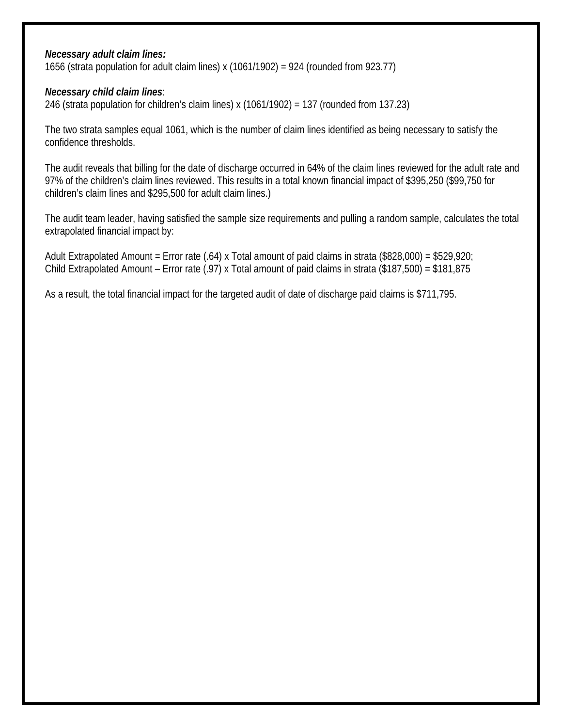***Necessary adult claim lines:***
1656 (strata population for adult claim lines) x (1061/1902) = 924 (rounded from 923.77)

***Necessary child claim lines***:
246 (strata population for children's claim lines) x (1061/1902) = 137 (rounded from 137.23)

The two strata samples equal 1061, which is the number of claim lines identified as being necessary to satisfy the confidence thresholds.

The audit reveals that billing for the date of discharge occurred in 64% of the claim lines reviewed for the adult rate and 97% of the children's claim lines reviewed. This results in a total known financial impact of $395,250 ($99,750 for children's claim lines and $295,500 for adult claim lines.)

The audit team leader, having satisfied the sample size requirements and pulling a random sample, calculates the total extrapolated financial impact by:

Adult Extrapolated Amount = Error rate (.64) x Total amount of paid claims in strata ($828,000) = $529,920;
Child Extrapolated Amount – Error rate (.97) x Total amount of paid claims in strata ($187,500) = $181,875

As a result, the total financial impact for the targeted audit of date of discharge paid claims is $711,795.